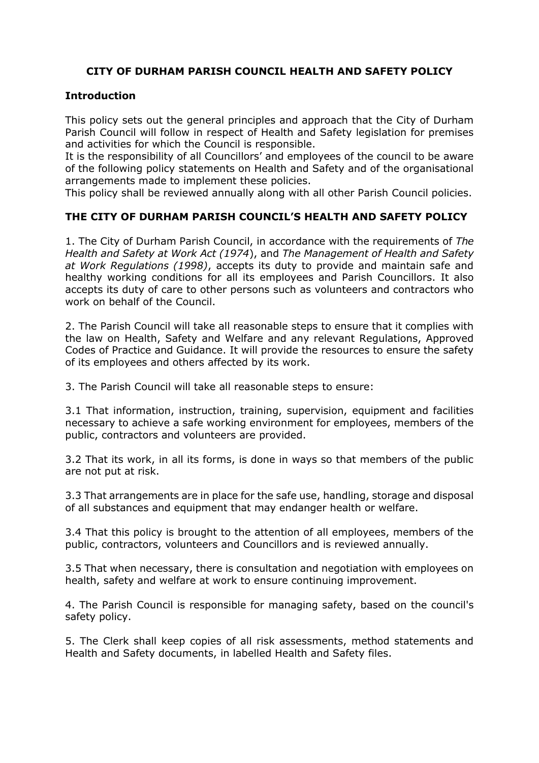# CITY OF DURHAM PARISH COUNCIL HEALTH AND SAFETY POLICY

## Introduction

This policy sets out the general principles and approach that the City of Durham Parish Council will follow in respect of Health and Safety legislation for premises and activities for which the Council is responsible.
It is the responsibility of all Councillors' and employees of the council to be aware of the following policy statements on Health and Safety and of the organisational arrangements made to implement these policies.
This policy shall be reviewed annually along with all other Parish Council policies.

## THE CITY OF DURHAM PARISH COUNCIL'S HEALTH AND SAFETY POLICY

1. The City of Durham Parish Council, in accordance with the requirements of *The Health and Safety at Work Act (1974*), and *The Management of Health and Safety at Work Regulations (1998)*, accepts its duty to provide and maintain safe and healthy working conditions for all its employees and Parish Councillors. It also accepts its duty of care to other persons such as volunteers and contractors who work on behalf of the Council.

2. The Parish Council will take all reasonable steps to ensure that it complies with the law on Health, Safety and Welfare and any relevant Regulations, Approved Codes of Practice and Guidance. It will provide the resources to ensure the safety of its employees and others affected by its work.

3. The Parish Council will take all reasonable steps to ensure:

3.1 That information, instruction, training, supervision, equipment and facilities necessary to achieve a safe working environment for employees, members of the public, contractors and volunteers are provided.

3.2 That its work, in all its forms, is done in ways so that members of the public are not put at risk.

3.3 That arrangements are in place for the safe use, handling, storage and disposal of all substances and equipment that may endanger health or welfare.

3.4 That this policy is brought to the attention of all employees, members of the public, contractors, volunteers and Councillors and is reviewed annually.

3.5 That when necessary, there is consultation and negotiation with employees on health, safety and welfare at work to ensure continuing improvement.

4. The Parish Council is responsible for managing safety, based on the council's safety policy.

5. The Clerk shall keep copies of all risk assessments, method statements and Health and Safety documents, in labelled Health and Safety files.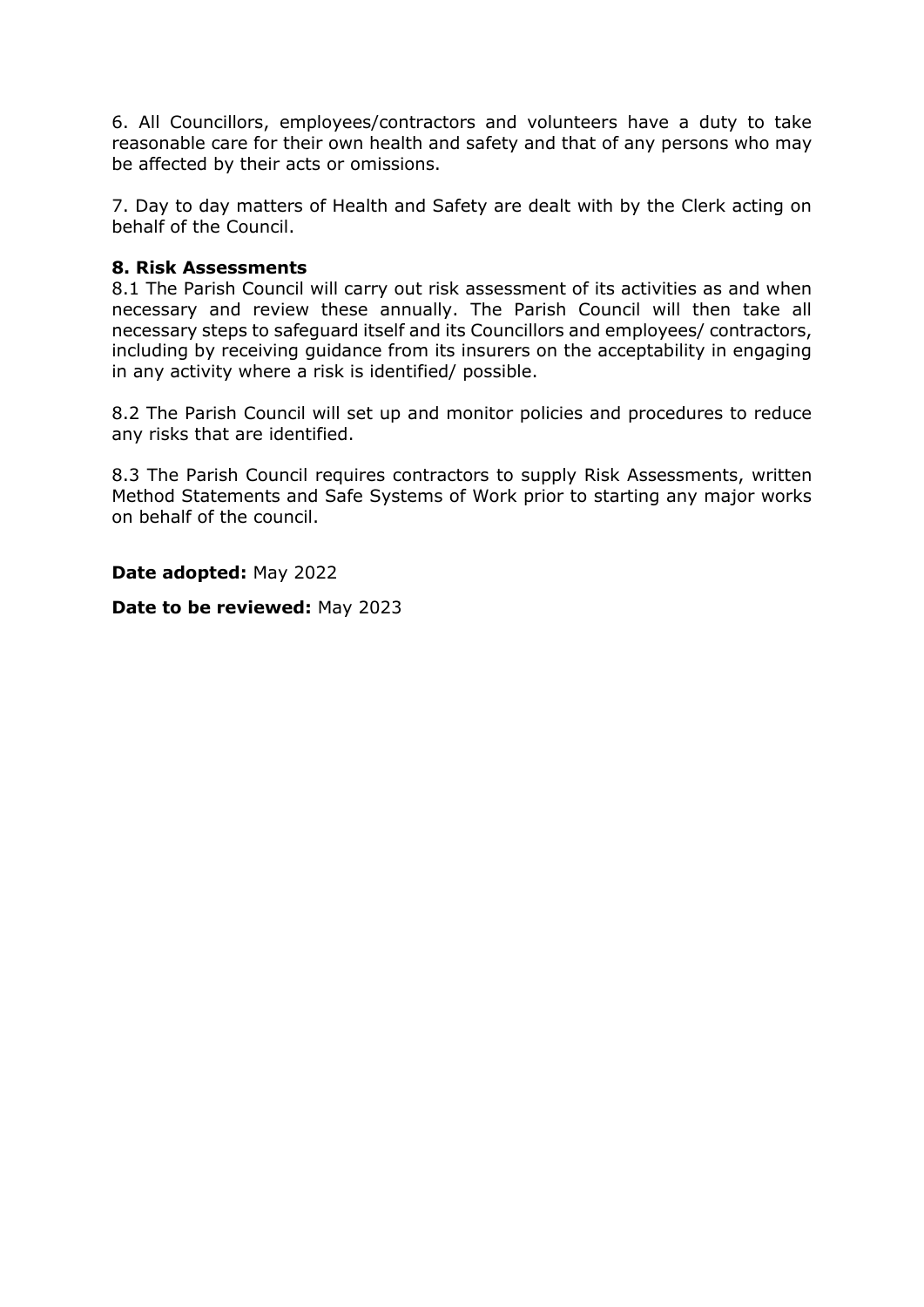6. All Councillors, employees/contractors and volunteers have a duty to take reasonable care for their own health and safety and that of any persons who may be affected by their acts or omissions.

7. Day to day matters of Health and Safety are dealt with by the Clerk acting on behalf of the Council.

**8. Risk Assessments**

8.1 The Parish Council will carry out risk assessment of its activities as and when necessary and review these annually. The Parish Council will then take all necessary steps to safeguard itself and its Councillors and employees/ contractors, including by receiving guidance from its insurers on the acceptability in engaging in any activity where a risk is identified/ possible.

8.2 The Parish Council will set up and monitor policies and procedures to reduce any risks that are identified.

8.3 The Parish Council requires contractors to supply Risk Assessments, written Method Statements and Safe Systems of Work prior to starting any major works on behalf of the council.

**Date adopted:** May 2022

**Date to be reviewed:** May 2023